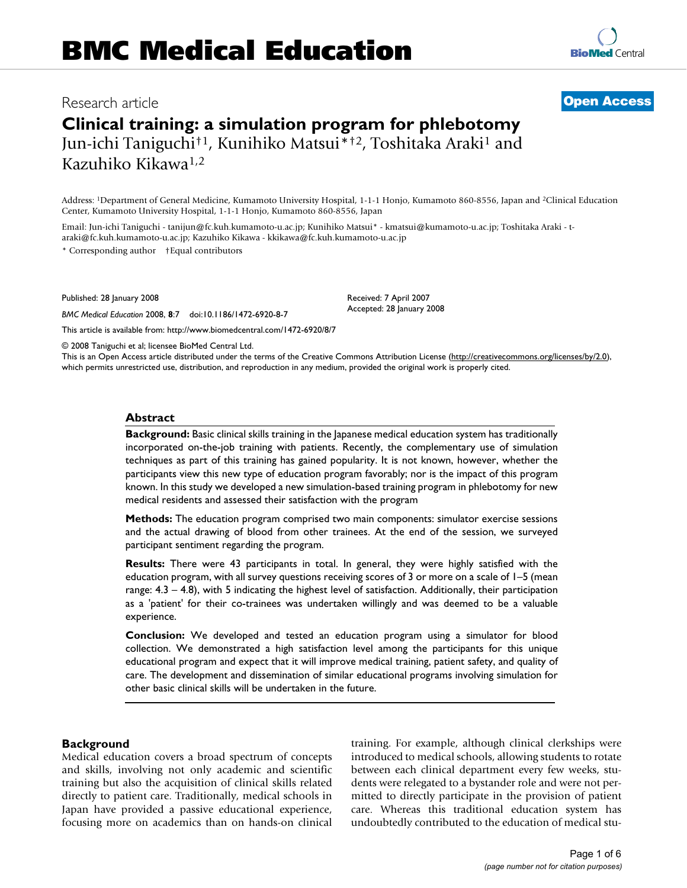# BMC Medical Education

Research article

**Open Access**

# Clinical training: a simulation program for phlebotomy

Jun-ichi Taniguchi[†1], Kunihiko Matsui[*†2], Toshitaka Araki[1] and Kazuhiko Kikawa[1,2]

Address: [1]Department of General Medicine, Kumamoto University Hospital, 1-1-1 Honjo, Kumamoto 860-8556, Japan and [2]Clinical Education Center, Kumamoto University Hospital, 1-1-1 Honjo, Kumamoto 860-8556, Japan

Email: Jun-ichi Taniguchi - tanijun@fc.kuh.kumamoto-u.ac.jp; Kunihiko Matsui* - kmatsui@kumamoto-u.ac.jp; Toshitaka Araki - t-araki@fc.kuh.kumamoto-u.ac.jp; Kazuhiko Kikawa - kkikawa@fc.kuh.kumamoto-u.ac.jp

\* Corresponding author †Equal contributors

Published: 28 January 2008

*BMC Medical Education* 2008, **8**:7 doi:10.1186/1472-6920-8-7

Received: 7 April 2007
Accepted: 28 January 2008

This article is available from: http://www.biomedcentral.com/1472-6920/8/7

© 2008 Taniguchi et al; licensee BioMed Central Ltd.
This is an Open Access article distributed under the terms of the Creative Commons Attribution License (http://creativecommons.org/licenses/by/2.0), which permits unrestricted use, distribution, and reproduction in any medium, provided the original work is properly cited.

## Abstract

**Background:** Basic clinical skills training in the Japanese medical education system has traditionally incorporated on-the-job training with patients. Recently, the complementary use of simulation techniques as part of this training has gained popularity. It is not known, however, whether the participants view this new type of education program favorably; nor is the impact of this program known. In this study we developed a new simulation-based training program in phlebotomy for new medical residents and assessed their satisfaction with the program

**Methods:** The education program comprised two main components: simulator exercise sessions and the actual drawing of blood from other trainees. At the end of the session, we surveyed participant sentiment regarding the program.

**Results:** There were 43 participants in total. In general, they were highly satisfied with the education program, with all survey questions receiving scores of 3 or more on a scale of 1–5 (mean range: 4.3 – 4.8), with 5 indicating the highest level of satisfaction. Additionally, their participation as a 'patient' for their co-trainees was undertaken willingly and was deemed to be a valuable experience.

**Conclusion:** We developed and tested an education program using a simulator for blood collection. We demonstrated a high satisfaction level among the participants for this unique educational program and expect that it will improve medical training, patient safety, and quality of care. The development and dissemination of similar educational programs involving simulation for other basic clinical skills will be undertaken in the future.

## Background

Medical education covers a broad spectrum of concepts and skills, involving not only academic and scientific training but also the acquisition of clinical skills related directly to patient care. Traditionally, medical schools in Japan have provided a passive educational experience, focusing more on academics than on hands-on clinical training. For example, although clinical clerkships were introduced to medical schools, allowing students to rotate between each clinical department every few weeks, students were relegated to a bystander role and were not permitted to directly participate in the provision of patient care. Whereas this traditional education system has undoubtedly contributed to the education of medical stu-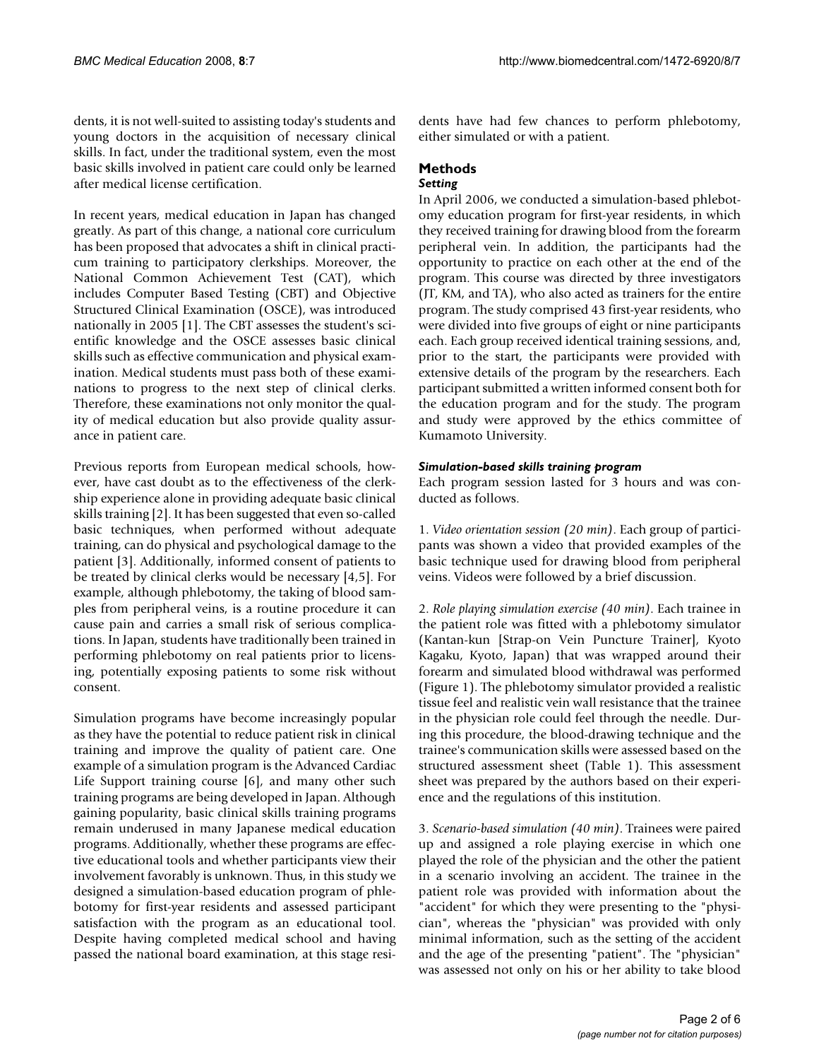dents, it is not well-suited to assisting today's students and young doctors in the acquisition of necessary clinical skills. In fact, under the traditional system, even the most basic skills involved in patient care could only be learned after medical license certification.

In recent years, medical education in Japan has changed greatly. As part of this change, a national core curriculum has been proposed that advocates a shift in clinical practicum training to participatory clerkships. Moreover, the National Common Achievement Test (CAT), which includes Computer Based Testing (CBT) and Objective Structured Clinical Examination (OSCE), was introduced nationally in 2005 [1]. The CBT assesses the student's scientific knowledge and the OSCE assesses basic clinical skills such as effective communication and physical examination. Medical students must pass both of these examinations to progress to the next step of clinical clerks. Therefore, these examinations not only monitor the quality of medical education but also provide quality assurance in patient care.

Previous reports from European medical schools, however, have cast doubt as to the effectiveness of the clerkship experience alone in providing adequate basic clinical skills training [2]. It has been suggested that even so-called basic techniques, when performed without adequate training, can do physical and psychological damage to the patient [3]. Additionally, informed consent of patients to be treated by clinical clerks would be necessary [4,5]. For example, although phlebotomy, the taking of blood samples from peripheral veins, is a routine procedure it can cause pain and carries a small risk of serious complications. In Japan, students have traditionally been trained in performing phlebotomy on real patients prior to licensing, potentially exposing patients to some risk without consent.

Simulation programs have become increasingly popular as they have the potential to reduce patient risk in clinical training and improve the quality of patient care. One example of a simulation program is the Advanced Cardiac Life Support training course [6], and many other such training programs are being developed in Japan. Although gaining popularity, basic clinical skills training programs remain underused in many Japanese medical education programs. Additionally, whether these programs are effective educational tools and whether participants view their involvement favorably is unknown. Thus, in this study we designed a simulation-based education program of phlebotomy for first-year residents and assessed participant satisfaction with the program as an educational tool. Despite having completed medical school and having passed the national board examination, at this stage residents have had few chances to perform phlebotomy, either simulated or with a patient.

## Methods

### *Setting*

In April 2006, we conducted a simulation-based phlebotomy education program for first-year residents, in which they received training for drawing blood from the forearm peripheral vein. In addition, the participants had the opportunity to practice on each other at the end of the program. This course was directed by three investigators (JT, KM, and TA), who also acted as trainers for the entire program. The study comprised 43 first-year residents, who were divided into five groups of eight or nine participants each. Each group received identical training sessions, and, prior to the start, the participants were provided with extensive details of the program by the researchers. Each participant submitted a written informed consent both for the education program and for the study. The program and study were approved by the ethics committee of Kumamoto University.

### *Simulation-based skills training program*

Each program session lasted for 3 hours and was conducted as follows.

1. *Video orientation session (20 min)*. Each group of participants was shown a video that provided examples of the basic technique used for drawing blood from peripheral veins. Videos were followed by a brief discussion.

2. *Role playing simulation exercise (40 min)*. Each trainee in the patient role was fitted with a phlebotomy simulator (Kantan-kun [Strap-on Vein Puncture Trainer], Kyoto Kagaku, Kyoto, Japan) that was wrapped around their forearm and simulated blood withdrawal was performed (Figure 1). The phlebotomy simulator provided a realistic tissue feel and realistic vein wall resistance that the trainee in the physician role could feel through the needle. During this procedure, the blood-drawing technique and the trainee's communication skills were assessed based on the structured assessment sheet (Table 1). This assessment sheet was prepared by the authors based on their experience and the regulations of this institution.

3. *Scenario-based simulation (40 min)*. Trainees were paired up and assigned a role playing exercise in which one played the role of the physician and the other the patient in a scenario involving an accident. The trainee in the patient role was provided with information about the "accident" for which they were presenting to the "physician", whereas the "physician" was provided with only minimal information, such as the setting of the accident and the age of the presenting "patient". The "physician" was assessed not only on his or her ability to take blood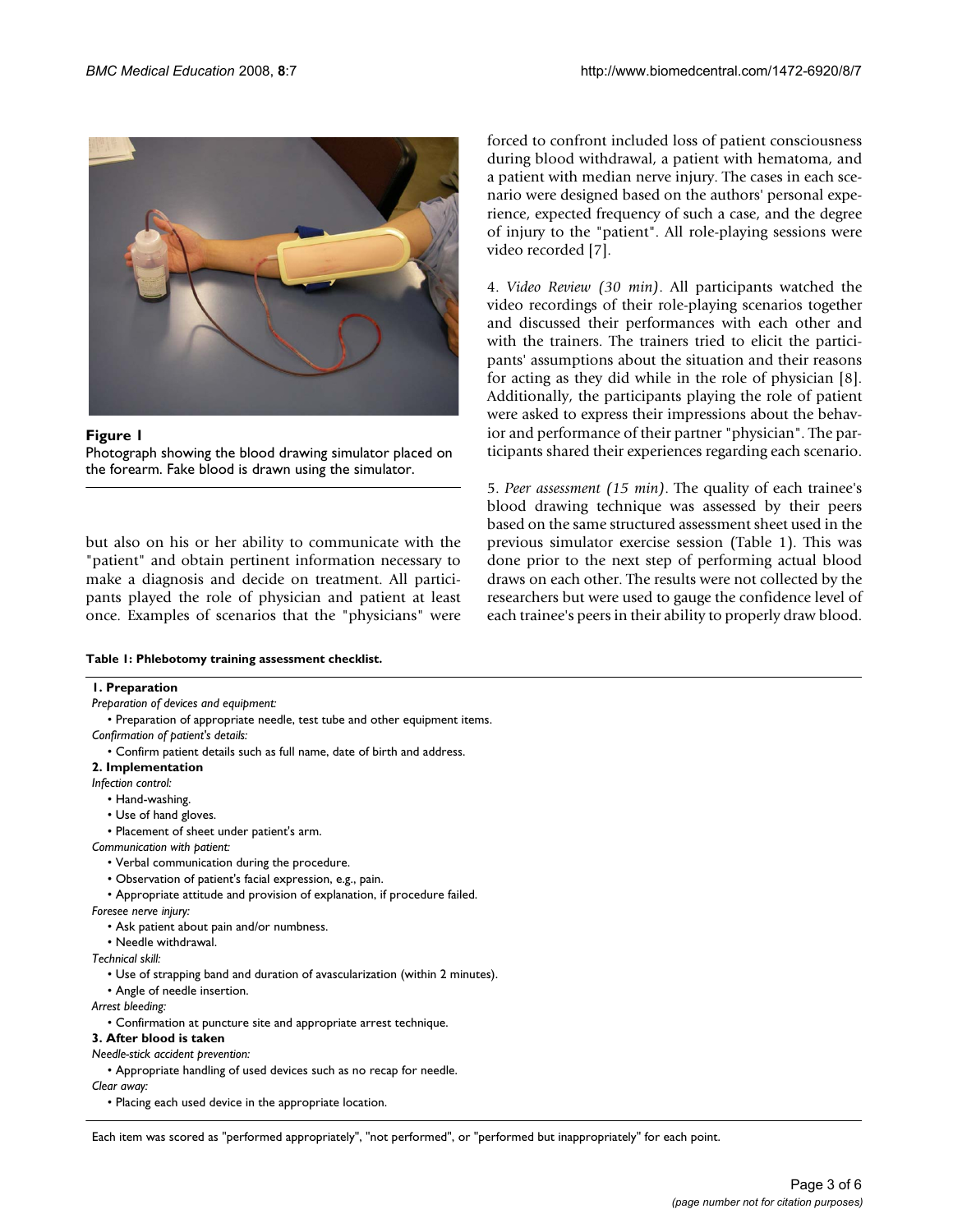**Figure 1**
Photograph showing the blood drawing simulator placed on the forearm. Fake blood is drawn using the simulator.

but also on his or her ability to communicate with the "patient" and obtain pertinent information necessary to make a diagnosis and decide on treatment. All participants played the role of physician and patient at least once. Examples of scenarios that the "physicians" were forced to confront included loss of patient consciousness during blood withdrawal, a patient with hematoma, and a patient with median nerve injury. The cases in each scenario were designed based on the authors' personal experience, expected frequency of such a case, and the degree of injury to the "patient". All role-playing sessions were video recorded [7].

4. *Video Review (30 min)*. All participants watched the video recordings of their role-playing scenarios together and discussed their performances with each other and with the trainers. The trainers tried to elicit the participants' assumptions about the situation and their reasons for acting as they did while in the role of physician [8]. Additionally, the participants playing the role of patient were asked to express their impressions about the behavior and performance of their partner "physician". The participants shared their experiences regarding each scenario.

5. *Peer assessment (15 min)*. The quality of each trainee's blood drawing technique was assessed by their peers based on the same structured assessment sheet used in the previous simulator exercise session (Table 1). This was done prior to the next step of performing actual blood draws on each other. The results were not collected by the researchers but were used to gauge the confidence level of each trainee's peers in their ability to properly draw blood.

**Table 1: Phlebotomy training assessment checklist.**

**1. Preparation**

*Preparation of devices and equipment:*
- Preparation of appropriate needle, test tube and other equipment items.

*Confirmation of patient's details:*
- Confirm patient details such as full name, date of birth and address.

**2. Implementation**

*Infection control:*
- Hand-washing.
- Use of hand gloves.
- Placement of sheet under patient's arm.

*Communication with patient:*
- Verbal communication during the procedure.
- Observation of patient's facial expression, e.g., pain.
- Appropriate attitude and provision of explanation, if procedure failed.

*Foresee nerve injury:*
- Ask patient about pain and/or numbness.
- Needle withdrawal.

*Technical skill:*
- Use of strapping band and duration of avascularization (within 2 minutes).
- Angle of needle insertion.

*Arrest bleeding:*
- Confirmation at puncture site and appropriate arrest technique.

**3. After blood is taken**

*Needle-stick accident prevention:*
- Appropriate handling of used devices such as no recap for needle.

*Clear away:*
- Placing each used device in the appropriate location.

Each item was scored as "performed appropriately", "not performed", or "performed but inappropriately" for each point.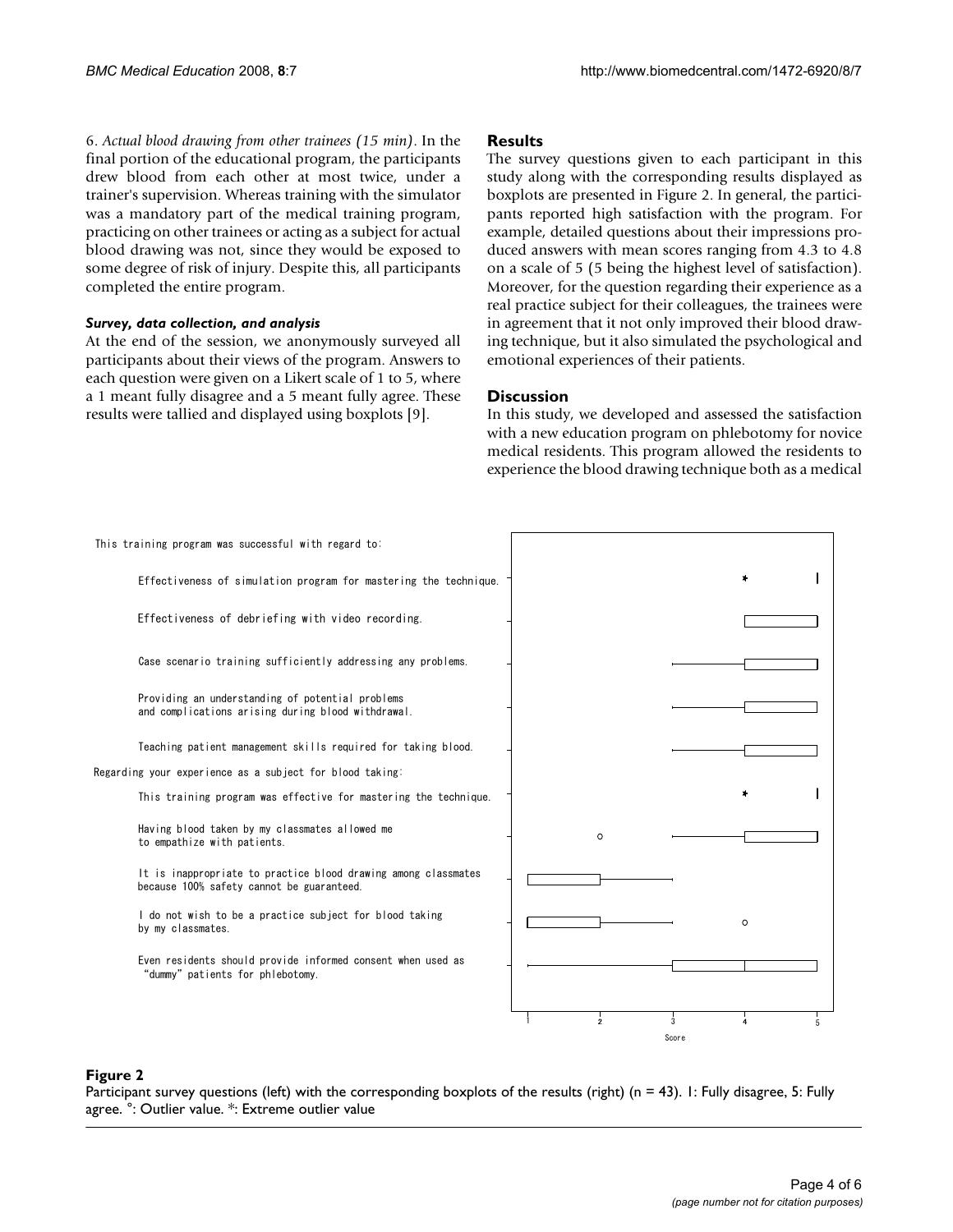6. *Actual blood drawing from other trainees (15 min)*. In the final portion of the educational program, the participants drew blood from each other at most twice, under a trainer's supervision. Whereas training with the simulator was a mandatory part of the medical training program, practicing on other trainees or acting as a subject for actual blood drawing was not, since they would be exposed to some degree of risk of injury. Despite this, all participants completed the entire program.

#### *Survey, data collection, and analysis*

At the end of the session, we anonymously surveyed all participants about their views of the program. Answers to each question were given on a Likert scale of 1 to 5, where a 1 meant fully disagree and a 5 meant fully agree. These results were tallied and displayed using boxplots [9].

### Results

The survey questions given to each participant in this study along with the corresponding results displayed as boxplots are presented in Figure 2. In general, the participants reported high satisfaction with the program. For example, detailed questions about their impressions produced answers with mean scores ranging from 4.3 to 4.8 on a scale of 5 (5 being the highest level of satisfaction). Moreover, for the question regarding their experience as a real practice subject for their colleagues, the trainees were in agreement that it not only improved their blood drawing technique, but it also simulated the psychological and emotional experiences of their patients.

### Discussion

In this study, we developed and assessed the satisfaction with a new education program on phlebotomy for novice medical residents. This program allowed the residents to experience the blood drawing technique both as a medical

This training program was successful with regard to:

- Effectiveness of simulation program for mastering the technique.
- Effectiveness of debriefing with video recording.
- Case scenario training sufficiently addressing any problems.
- Providing an understanding of potential problems and complications arising during blood withdrawal.
- Teaching patient management skills required for taking blood.

Regarding your experience as a subject for blood taking:

- This training program was effective for mastering the technique.
- Having blood taken by my classmates allowed me to empathize with patients.
- It is inappropriate to practice blood drawing among classmates because 100% safety cannot be guaranteed.
- I do not wish to be a practice subject for blood taking by my classmates.
- Even residents should provide informed consent when used as "dummy" patients for phlebotomy.

Score: 1 2 3 4 5

**Figure 2**

Participant survey questions (left) with the corresponding boxplots of the results (right) (n = 43). 1: Fully disagree, 5: Fully agree. °: Outlier value. *: Extreme outlier value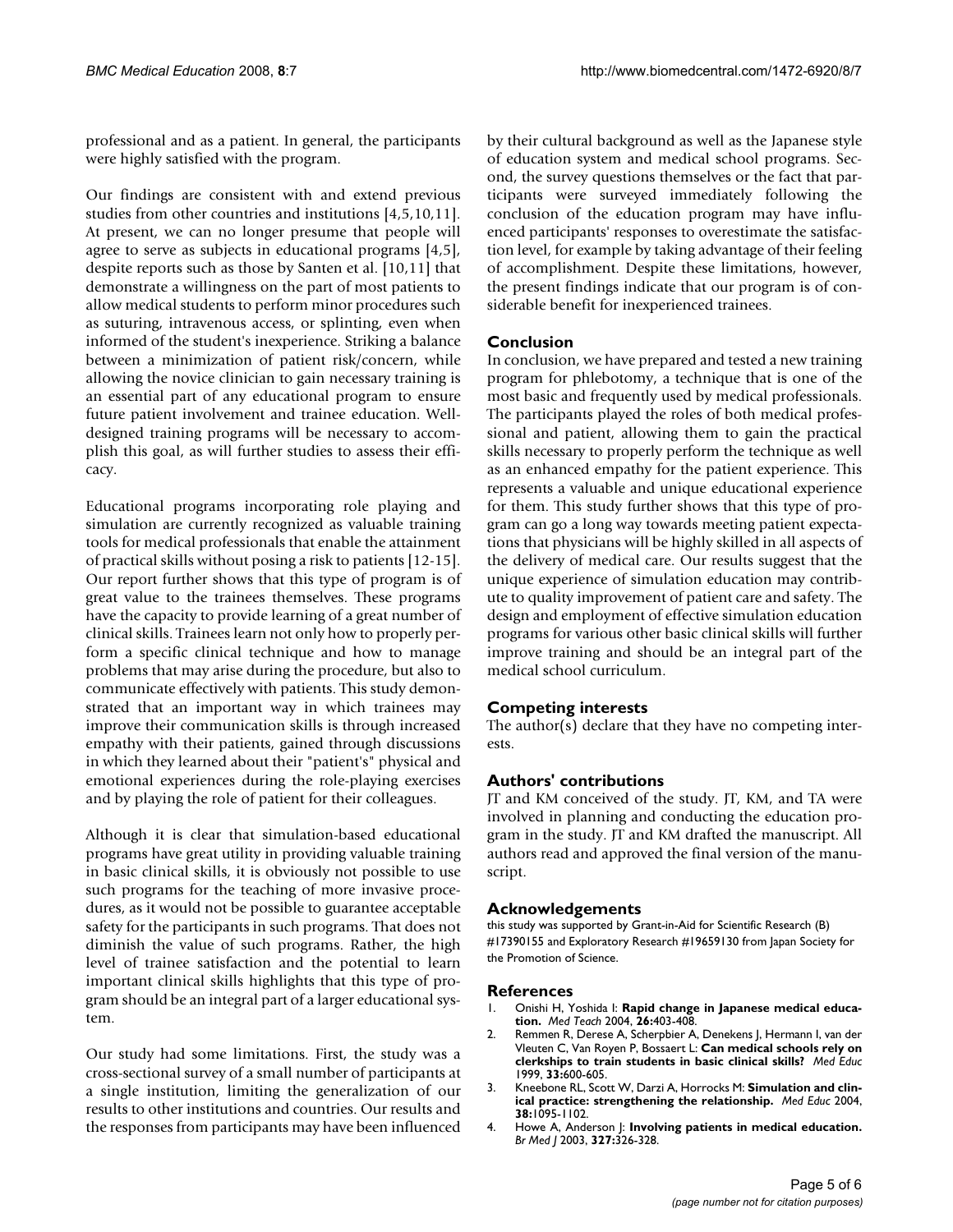professional and as a patient. In general, the participants were highly satisfied with the program.

Our findings are consistent with and extend previous studies from other countries and institutions [4,5,10,11]. At present, we can no longer presume that people will agree to serve as subjects in educational programs [4,5], despite reports such as those by Santen et al. [10,11] that demonstrate a willingness on the part of most patients to allow medical students to perform minor procedures such as suturing, intravenous access, or splinting, even when informed of the student's inexperience. Striking a balance between a minimization of patient risk/concern, while allowing the novice clinician to gain necessary training is an essential part of any educational program to ensure future patient involvement and trainee education. Well-designed training programs will be necessary to accomplish this goal, as will further studies to assess their efficacy.

Educational programs incorporating role playing and simulation are currently recognized as valuable training tools for medical professionals that enable the attainment of practical skills without posing a risk to patients [12-15]. Our report further shows that this type of program is of great value to the trainees themselves. These programs have the capacity to provide learning of a great number of clinical skills. Trainees learn not only how to properly perform a specific clinical technique and how to manage problems that may arise during the procedure, but also to communicate effectively with patients. This study demonstrated that an important way in which trainees may improve their communication skills is through increased empathy with their patients, gained through discussions in which they learned about their "patient's" physical and emotional experiences during the role-playing exercises and by playing the role of patient for their colleagues.

Although it is clear that simulation-based educational programs have great utility in providing valuable training in basic clinical skills, it is obviously not possible to use such programs for the teaching of more invasive procedures, as it would not be possible to guarantee acceptable safety for the participants in such programs. That does not diminish the value of such programs. Rather, the high level of trainee satisfaction and the potential to learn important clinical skills highlights that this type of program should be an integral part of a larger educational system.

Our study had some limitations. First, the study was a cross-sectional survey of a small number of participants at a single institution, limiting the generalization of our results to other institutions and countries. Our results and the responses from participants may have been influenced by their cultural background as well as the Japanese style of education system and medical school programs. Second, the survey questions themselves or the fact that participants were surveyed immediately following the conclusion of the education program may have influenced participants' responses to overestimate the satisfaction level, for example by taking advantage of their feeling of accomplishment. Despite these limitations, however, the present findings indicate that our program is of considerable benefit for inexperienced trainees.

## Conclusion

In conclusion, we have prepared and tested a new training program for phlebotomy, a technique that is one of the most basic and frequently used by medical professionals. The participants played the roles of both medical professional and patient, allowing them to gain the practical skills necessary to properly perform the technique as well as an enhanced empathy for the patient experience. This represents a valuable and unique educational experience for them. This study further shows that this type of program can go a long way towards meeting patient expectations that physicians will be highly skilled in all aspects of the delivery of medical care. Our results suggest that the unique experience of simulation education may contribute to quality improvement of patient care and safety. The design and employment of effective simulation education programs for various other basic clinical skills will further improve training and should be an integral part of the medical school curriculum.

## Competing interests

The author(s) declare that they have no competing interests.

## Authors' contributions

JT and KM conceived of the study. JT, KM, and TA were involved in planning and conducting the education program in the study. JT and KM drafted the manuscript. All authors read and approved the final version of the manuscript.

## Acknowledgements

this study was supported by Grant-in-Aid for Scientific Research (B) #17390155 and Exploratory Research #19659130 from Japan Society for the Promotion of Science.

## References

1. Onishi H, Yoshida I: **Rapid change in Japanese medical education.** *Med Teach* 2004, **26:**403-408.
2. Remmen R, Derese A, Scherpbier A, Denekens J, Hermann I, van der Vleuten C, Van Royen P, Bossaert L: **Can medical schools rely on clerkships to train students in basic clinical skills?** *Med Educ* 1999, **33:**600-605.
3. Kneebone RL, Scott W, Darzi A, Horrocks M: **Simulation and clinical practice: strengthening the relationship.** *Med Educ* 2004, **38:**1095-1102.
4. Howe A, Anderson J: **Involving patients in medical education.** *Br Med J* 2003, **327:**326-328.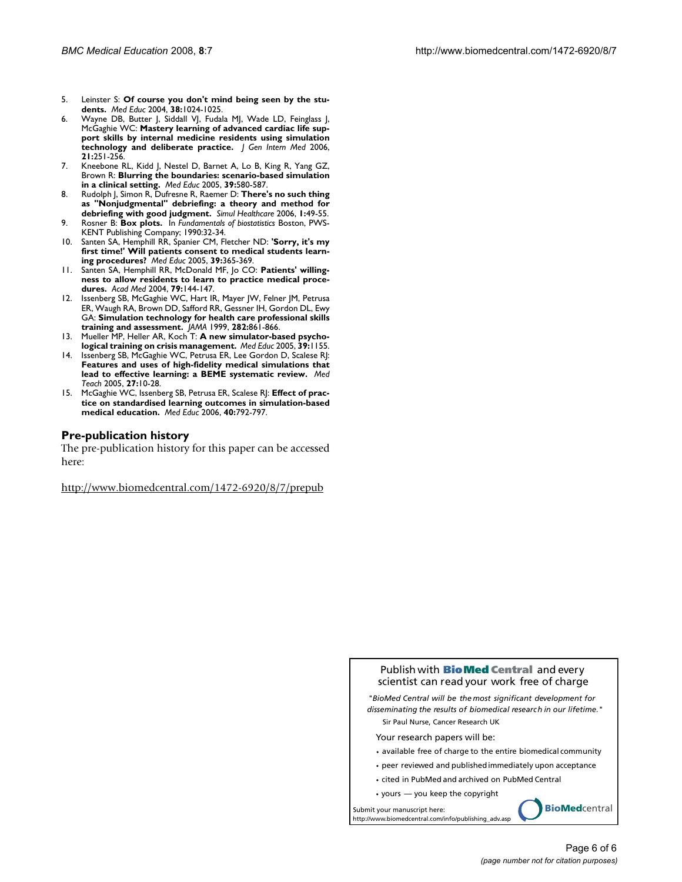5. Leinster S: **Of course you don't mind being seen by the students.** *Med Educ* 2004, **38:**1024-1025.
6. Wayne DB, Butter J, Siddall VJ, Fudala MJ, Wade LD, Feinglass J, McGaghie WC: **Mastery learning of advanced cardiac life support skills by internal medicine residents using simulation technology and deliberate practice.** *J Gen Intern Med* 2006, **21:**251-256.
7. Kneebone RL, Kidd J, Nestel D, Barnet A, Lo B, King R, Yang GZ, Brown R: **Blurring the boundaries: scenario-based simulation in a clinical setting.** *Med Educ* 2005, **39:**580-587.
8. Rudolph J, Simon R, Dufresne R, Raemer D: **There's no such thing as "Nonjudgmental" debriefing: a theory and method for debriefing with good judgment.** *Simul Healthcare* 2006, **1:**49-55.
9. Rosner B: **Box plots.** In *Fundamentals of biostatistics* Boston, PWS-KENT Publishing Company; 1990:32-34.
10. Santen SA, Hemphill RR, Spanier CM, Fletcher ND: **'Sorry, it's my first time!' Will patients consent to medical students learning procedures?** *Med Educ* 2005, **39:**365-369.
11. Santen SA, Hemphill RR, McDonald MF, Jo CO: **Patients' willingness to allow residents to learn to practice medical procedures.** *Acad Med* 2004, **79:**144-147.
12. Issenberg SB, McGaghie WC, Hart IR, Mayer JW, Felner JM, Petrusa ER, Waugh RA, Brown DD, Safford RR, Gessner IH, Gordon DL, Ewy GA: **Simulation technology for health care professional skills training and assessment.** *JAMA* 1999, **282:**861-866.
13. Mueller MP, Heller AR, Koch T: **A new simulator-based psychological training on crisis management.** *Med Educ* 2005, **39:**1155.
14. Issenberg SB, McGaghie WC, Petrusa ER, Lee Gordon D, Scalese RJ: **Features and uses of high-fidelity medical simulations that lead to effective learning: a BEME systematic review.** *Med Teach* 2005, **27:**10-28.
15. McGaghie WC, Issenberg SB, Petrusa ER, Scalese RJ: **Effect of practice on standardised learning outcomes in simulation-based medical education.** *Med Educ* 2006, **40:**792-797.

## Pre-publication history

The pre-publication history for this paper can be accessed here:

http://www.biomedcentral.com/1472-6920/8/7/prepub

Publish with **BioMed Central** and every scientist can read your work free of charge

*"BioMed Central will be the most significant development for disseminating the results of biomedical research in our lifetime."*

Sir Paul Nurse, Cancer Research UK

Your research papers will be:

- available free of charge to the entire biomedical community
- peer reviewed and published immediately upon acceptance
- cited in PubMed and archived on PubMed Central
- yours — you keep the copyright

Submit your manuscript here:
http://www.biomedcentral.com/info/publishing_adv.asp

BioMedcentral